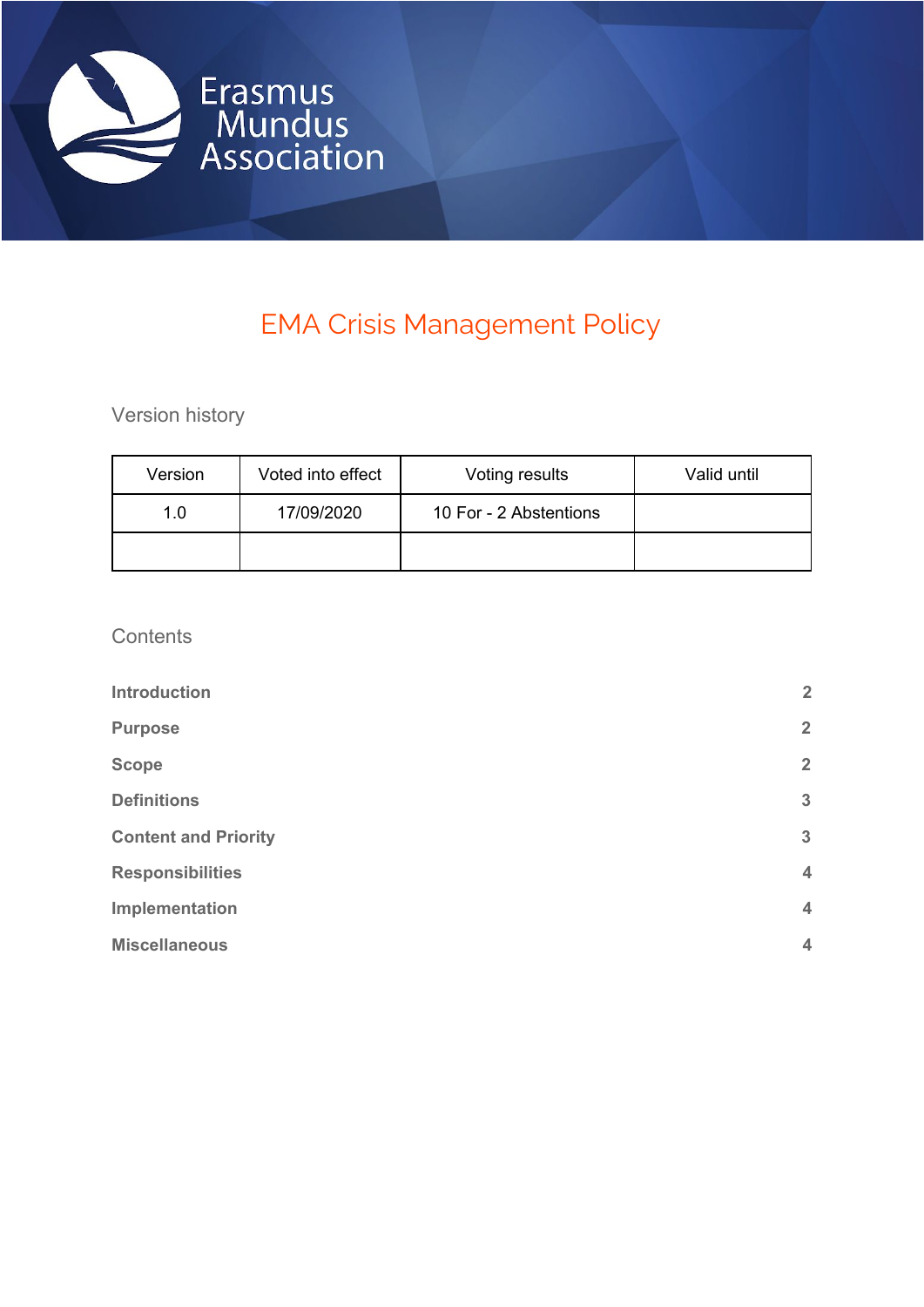Erasmus Mundus Association

# EMA Crisis Management Policy

## Version history

| Version | Voted into effect | Voting results | Valid until |
|---|---|---|---|
| 1.0 | 17/09/2020 | 10 For - 2 Abstentions | |
| | | | |

## Contents

| | |
|---|---|
| **Introduction** | **2** |
| **Purpose** | **2** |
| **Scope** | **2** |
| **Definitions** | **3** |
| **Content and Priority** | **3** |
| **Responsibilities** | **4** |
| **Implementation** | **4** |
| **Miscellaneous** | **4** |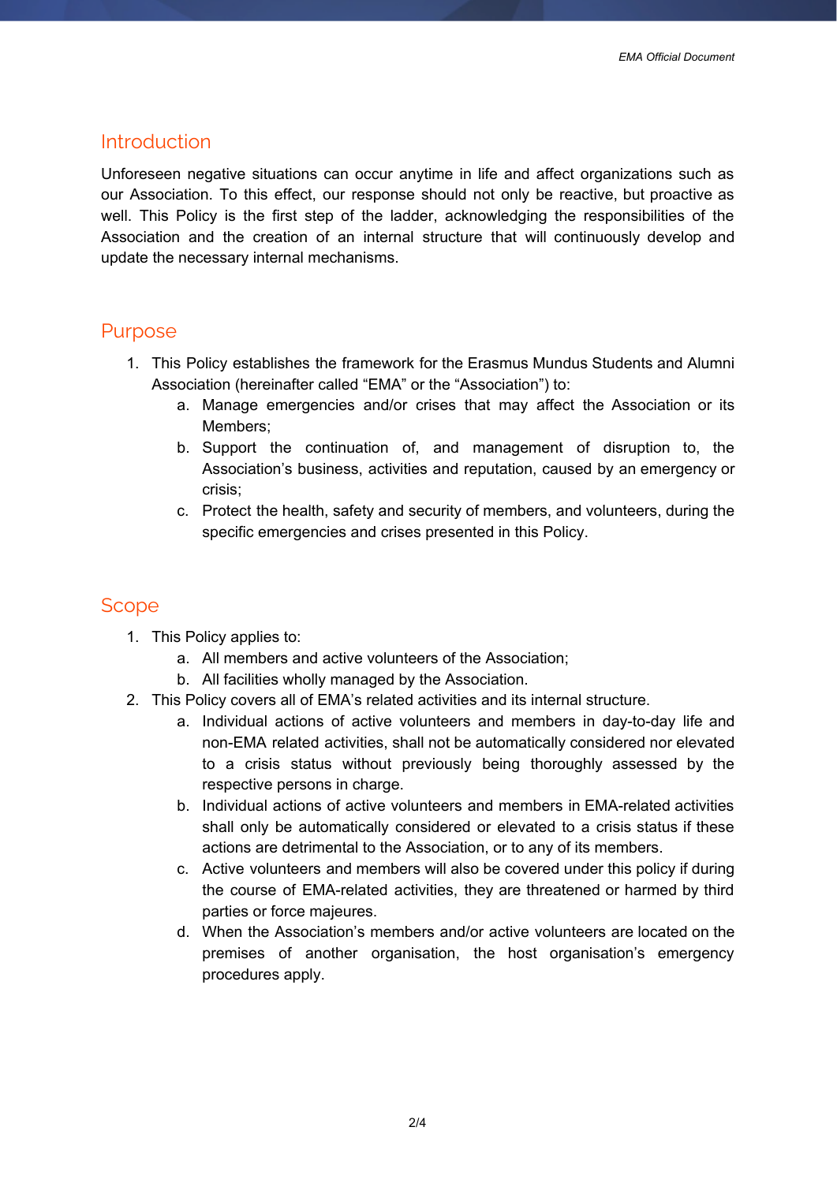## Introduction

Unforeseen negative situations can occur anytime in life and affect organizations such as our Association. To this effect, our response should not only be reactive, but proactive as well. This Policy is the first step of the ladder, acknowledging the responsibilities of the Association and the creation of an internal structure that will continuously develop and update the necessary internal mechanisms.

## Purpose

1. This Policy establishes the framework for the Erasmus Mundus Students and Alumni Association (hereinafter called "EMA" or the "Association") to:
    a. Manage emergencies and/or crises that may affect the Association or its Members;
    b. Support the continuation of, and management of disruption to, the Association's business, activities and reputation, caused by an emergency or crisis;
    c. Protect the health, safety and security of members, and volunteers, during the specific emergencies and crises presented in this Policy.

## Scope

1. This Policy applies to:
    a. All members and active volunteers of the Association;
    b. All facilities wholly managed by the Association.
2. This Policy covers all of EMA's related activities and its internal structure.
    a. Individual actions of active volunteers and members in day-to-day life and non-EMA related activities, shall not be automatically considered nor elevated to a crisis status without previously being thoroughly assessed by the respective persons in charge.
    b. Individual actions of active volunteers and members in EMA-related activities shall only be automatically considered or elevated to a crisis status if these actions are detrimental to the Association, or to any of its members.
    c. Active volunteers and members will also be covered under this policy if during the course of EMA-related activities, they are threatened or harmed by third parties or force majeures.
    d. When the Association's members and/or active volunteers are located on the premises of another organisation, the host organisation's emergency procedures apply.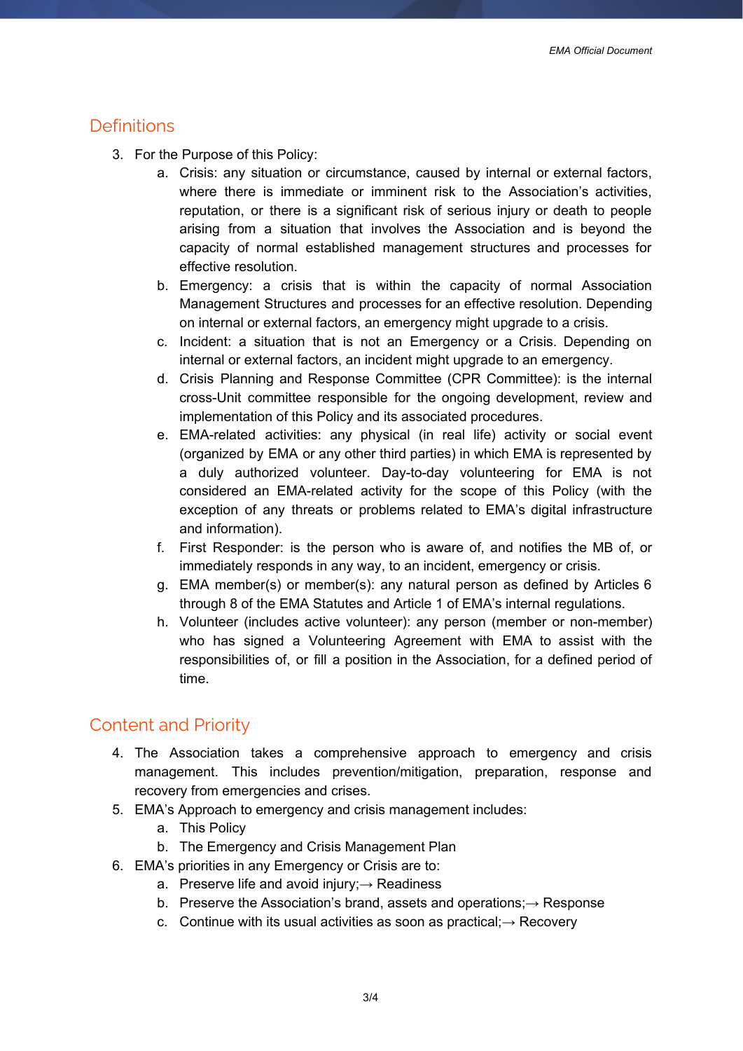## Definitions

3. For the Purpose of this Policy:
    a. Crisis: any situation or circumstance, caused by internal or external factors, where there is immediate or imminent risk to the Association's activities, reputation, or there is a significant risk of serious injury or death to people arising from a situation that involves the Association and is beyond the capacity of normal established management structures and processes for effective resolution.
    b. Emergency: a crisis that is within the capacity of normal Association Management Structures and processes for an effective resolution. Depending on internal or external factors, an emergency might upgrade to a crisis.
    c. Incident: a situation that is not an Emergency or a Crisis. Depending on internal or external factors, an incident might upgrade to an emergency.
    d. Crisis Planning and Response Committee (CPR Committee): is the internal cross-Unit committee responsible for the ongoing development, review and implementation of this Policy and its associated procedures.
    e. EMA-related activities: any physical (in real life) activity or social event (organized by EMA or any other third parties) in which EMA is represented by a duly authorized volunteer. Day-to-day volunteering for EMA is not considered an EMA-related activity for the scope of this Policy (with the exception of any threats or problems related to EMA's digital infrastructure and information).
    f. First Responder: is the person who is aware of, and notifies the MB of, or immediately responds in any way, to an incident, emergency or crisis.
    g. EMA member(s) or member(s): any natural person as defined by Articles 6 through 8 of the EMA Statutes and Article 1 of EMA's internal regulations.
    h. Volunteer (includes active volunteer): any person (member or non-member) who has signed a Volunteering Agreement with EMA to assist with the responsibilities of, or fill a position in the Association, for a defined period of time.

## Content and Priority

4. The Association takes a comprehensive approach to emergency and crisis management. This includes prevention/mitigation, preparation, response and recovery from emergencies and crises.
5. EMA's Approach to emergency and crisis management includes:
    a. This Policy
    b. The Emergency and Crisis Management Plan
6. EMA's priorities in any Emergency or Crisis are to:
    a. Preserve life and avoid injury;→ Readiness
    b. Preserve the Association's brand, assets and operations;→ Response
    c. Continue with its usual activities as soon as practical;→ Recovery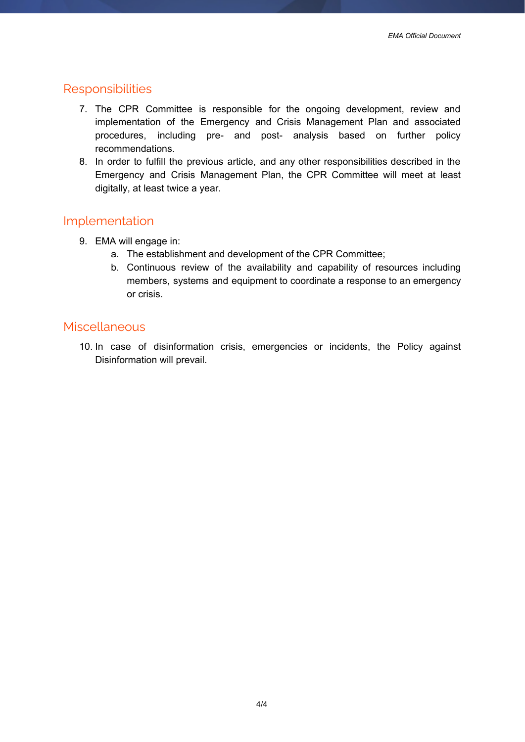## Responsibilities

7. The CPR Committee is responsible for the ongoing development, review and implementation of the Emergency and Crisis Management Plan and associated procedures, including pre- and post- analysis based on further policy recommendations.
8. In order to fulfill the previous article, and any other responsibilities described in the Emergency and Crisis Management Plan, the CPR Committee will meet at least digitally, at least twice a year.

## Implementation

9. EMA will engage in:
   a. The establishment and development of the CPR Committee;
   b. Continuous review of the availability and capability of resources including members, systems and equipment to coordinate a response to an emergency or crisis.

## Miscellaneous

10. In case of disinformation crisis, emergencies or incidents, the Policy against Disinformation will prevail.